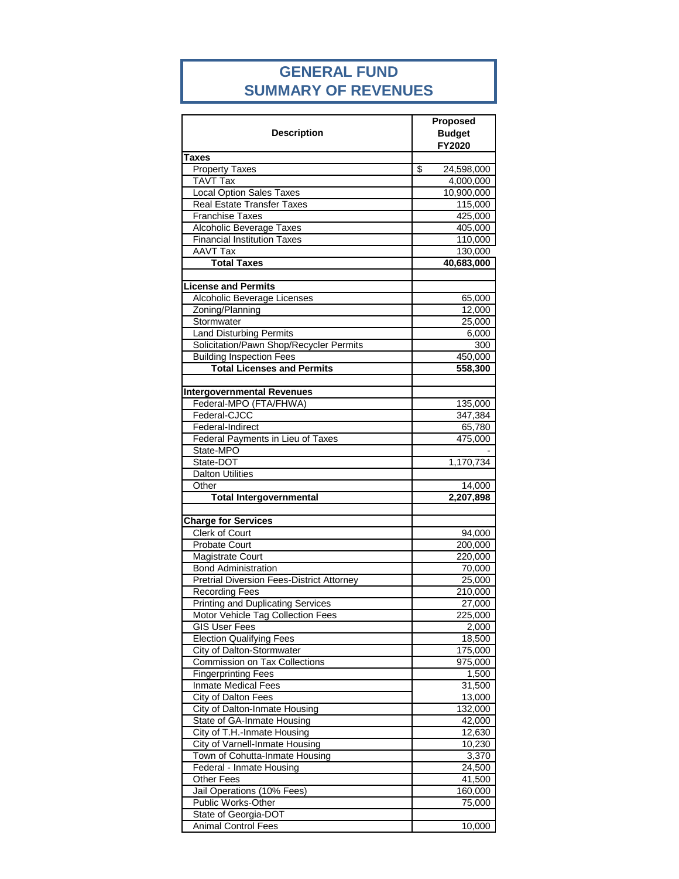# GENERAL FUND
# SUMMARY OF REVENUES

| Description | Proposed Budget FY2020 |
|---|---|
| **Taxes** | |
| Property Taxes | $ 24,598,000 |
| TAVT Tax | 4,000,000 |
| Local Option Sales Taxes | 10,900,000 |
| Real Estate Transfer Taxes | 115,000 |
| Franchise Taxes | 425,000 |
| Alcoholic Beverage Taxes | 405,000 |
| Financial Institution Taxes | 110,000 |
| AAVT Tax | 130,000 |
| **Total Taxes** | **40,683,000** |
| | |
| **License and Permits** | |
| Alcoholic Beverage Licenses | 65,000 |
| Zoning/Planning | 12,000 |
| Stormwater | 25,000 |
| Land Disturbing Permits | 6,000 |
| Solicitation/Pawn Shop/Recycler Permits | 300 |
| Building Inspection Fees | 450,000 |
| **Total Licenses and Permits** | **558,300** |
| | |
| **Intergovernmental Revenues** | |
| Federal-MPO (FTA/FHWA) | 135,000 |
| Federal-CJCC | 347,384 |
| Federal-Indirect | 65,780 |
| Federal Payments in Lieu of Taxes | 475,000 |
| State-MPO | - |
| State-DOT | 1,170,734 |
| Dalton Utilities | |
| Other | 14,000 |
| **Total Intergovernmental** | **2,207,898** |
| | |
| **Charge for Services** | |
| Clerk of Court | 94,000 |
| Probate Court | 200,000 |
| Magistrate Court | 220,000 |
| Bond Administration | 70,000 |
| Pretrial Diversion Fees-District Attorney | 25,000 |
| Recording Fees | 210,000 |
| Printing and Duplicating Services | 27,000 |
| Motor Vehicle Tag Collection Fees | 225,000 |
| GIS User Fees | 2,000 |
| Election Qualifying Fees | 18,500 |
| City of Dalton-Stormwater | 175,000 |
| Commission on Tax Collections | 975,000 |
| Fingerprinting Fees | 1,500 |
| Inmate Medical Fees | 31,500 |
| City of Dalton Fees | 13,000 |
| City of Dalton-Inmate Housing | 132,000 |
| State of GA-Inmate Housing | 42,000 |
| City of T.H.-Inmate Housing | 12,630 |
| City of Varnell-Inmate Housing | 10,230 |
| Town of Cohutta-Inmate Housing | 3,370 |
| Federal - Inmate Housing | 24,500 |
| Other Fees | 41,500 |
| Jail Operations (10% Fees) | 160,000 |
| Public Works-Other | 75,000 |
| State of Georgia-DOT | |
| Animal Control Fees | 10,000 |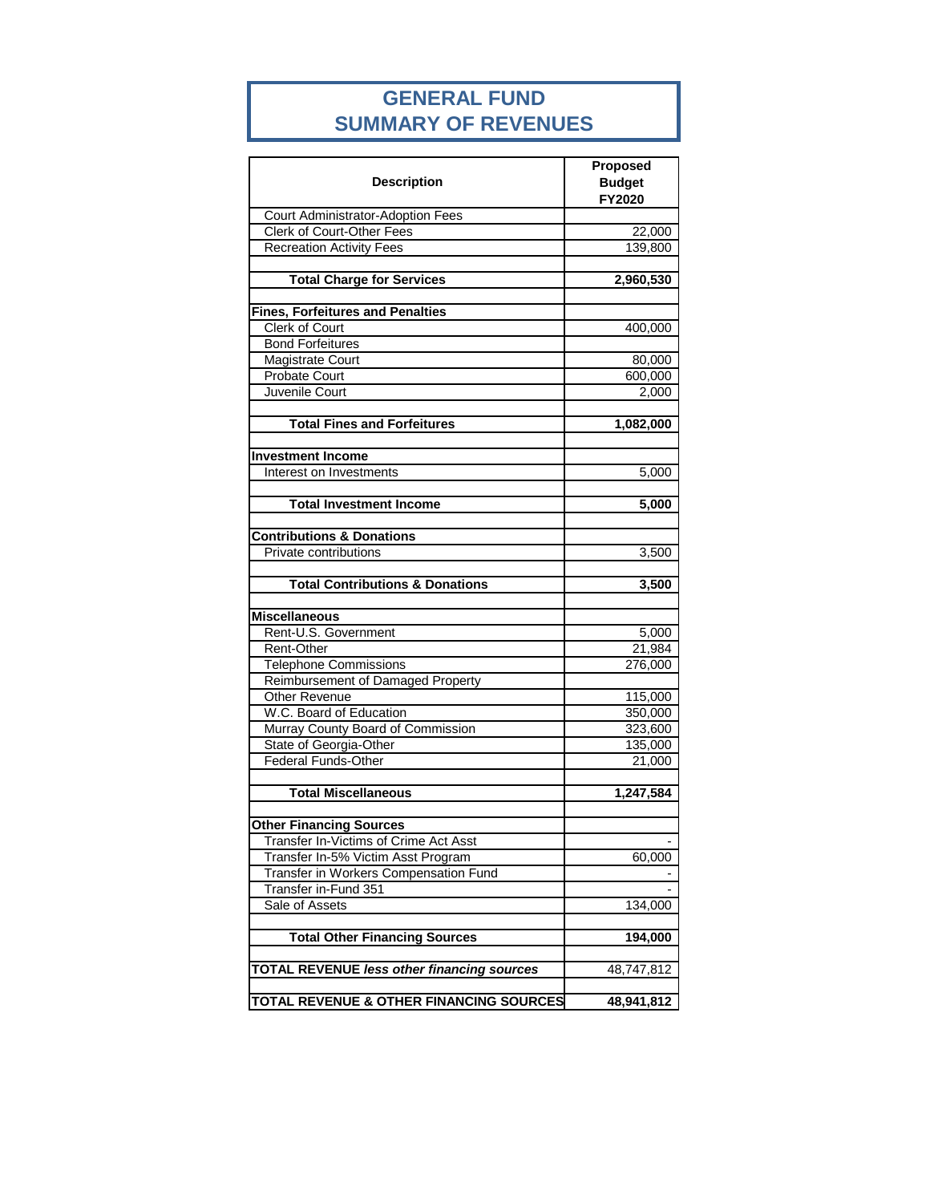# GENERAL FUND
# SUMMARY OF REVENUES

| Description | Proposed Budget FY2020 |
|---|---|
| Court Administrator-Adoption Fees | |
| Clerk of Court-Other Fees | 22,000 |
| Recreation Activity Fees | 139,800 |
| | |
| **Total Charge for Services** | **2,960,530** |
| | |
| **Fines, Forfeitures and Penalties** | |
| Clerk of Court | 400,000 |
| Bond Forfeitures | |
| Magistrate Court | 80,000 |
| Probate Court | 600,000 |
| Juvenile Court | 2,000 |
| | |
| **Total Fines and Forfeitures** | **1,082,000** |
| | |
| **Investment Income** | |
| Interest on Investments | 5,000 |
| | |
| **Total Investment Income** | **5,000** |
| | |
| **Contributions & Donations** | |
| Private contributions | 3,500 |
| | |
| **Total Contributions & Donations** | **3,500** |
| | |
| **Miscellaneous** | |
| Rent-U.S. Government | 5,000 |
| Rent-Other | 21,984 |
| Telephone Commissions | 276,000 |
| Reimbursement of Damaged Property | |
| Other Revenue | 115,000 |
| W.C. Board of Education | 350,000 |
| Murray County Board of Commission | 323,600 |
| State of Georgia-Other | 135,000 |
| Federal Funds-Other | 21,000 |
| | |
| **Total Miscellaneous** | **1,247,584** |
| | |
| **Other Financing Sources** | |
| Transfer In-Victims of Crime Act Asst | - |
| Transfer In-5% Victim Asst Program | 60,000 |
| Transfer in Workers Compensation Fund | - |
| Transfer in-Fund 351 | - |
| Sale of Assets | 134,000 |
| | |
| **Total Other Financing Sources** | **194,000** |
| | |
| **TOTAL REVENUE** ***less other financing sources*** | 48,747,812 |
| | |
| **TOTAL REVENUE & OTHER FINANCING SOURCES** | **48,941,812** |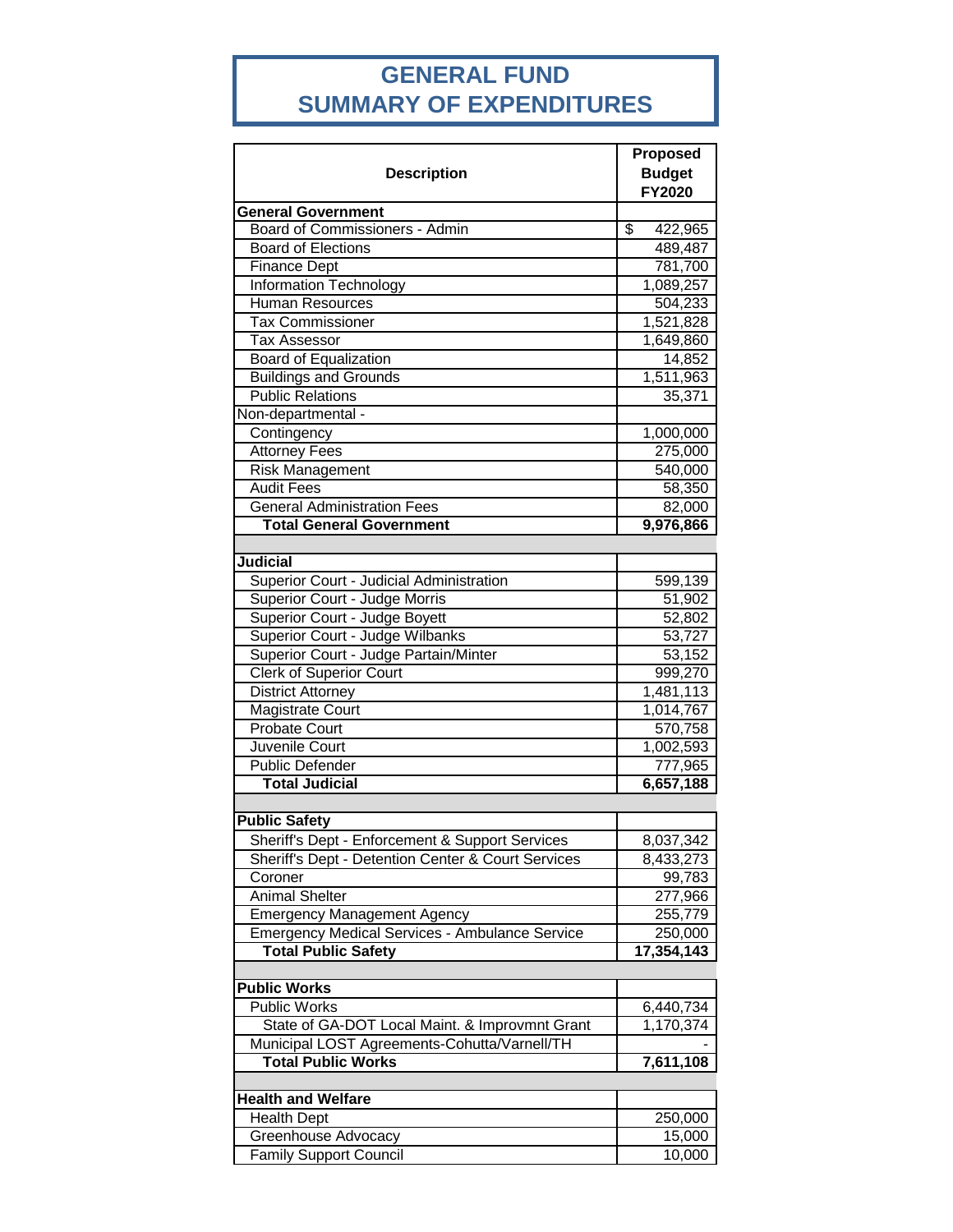# GENERAL FUND
# SUMMARY OF EXPENDITURES

| Description | Proposed Budget FY2020 |
|---|---|
| **General Government** | |
| Board of Commissioners - Admin | $ 422,965 |
| Board of Elections | 489,487 |
| Finance Dept | 781,700 |
| Information Technology | 1,089,257 |
| Human Resources | 504,233 |
| Tax Commissioner | 1,521,828 |
| Tax Assessor | 1,649,860 |
| Board of Equalization | 14,852 |
| Buildings and Grounds | 1,511,963 |
| Public Relations | 35,371 |
| Non-departmental - | |
| Contingency | 1,000,000 |
| Attorney Fees | 275,000 |
| Risk Management | 540,000 |
| Audit Fees | 58,350 |
| General Administration Fees | 82,000 |
| **Total General Government** | **9,976,866** |
| | |
| **Judicial** | |
| Superior Court - Judicial Administration | 599,139 |
| Superior Court - Judge Morris | 51,902 |
| Superior Court - Judge Boyett | 52,802 |
| Superior Court - Judge Wilbanks | 53,727 |
| Superior Court - Judge Partain/Minter | 53,152 |
| Clerk of Superior Court | 999,270 |
| District Attorney | 1,481,113 |
| Magistrate Court | 1,014,767 |
| Probate Court | 570,758 |
| Juvenile Court | 1,002,593 |
| Public Defender | 777,965 |
| **Total Judicial** | **6,657,188** |
| | |
| **Public Safety** | |
| Sheriff's Dept - Enforcement & Support Services | 8,037,342 |
| Sheriff's Dept - Detention Center & Court Services | 8,433,273 |
| Coroner | 99,783 |
| Animal Shelter | 277,966 |
| Emergency Management Agency | 255,779 |
| Emergency Medical Services - Ambulance Service | 250,000 |
| **Total Public Safety** | **17,354,143** |
| | |
| **Public Works** | |
| Public Works | 6,440,734 |
| State of GA-DOT Local Maint. & Improvmnt Grant | 1,170,374 |
| Municipal LOST Agreements-Cohutta/Varnell/TH | - |
| **Total Public Works** | **7,611,108** |
| | |
| **Health and Welfare** | |
| Health Dept | 250,000 |
| Greenhouse Advocacy | 15,000 |
| Family Support Council | 10,000 |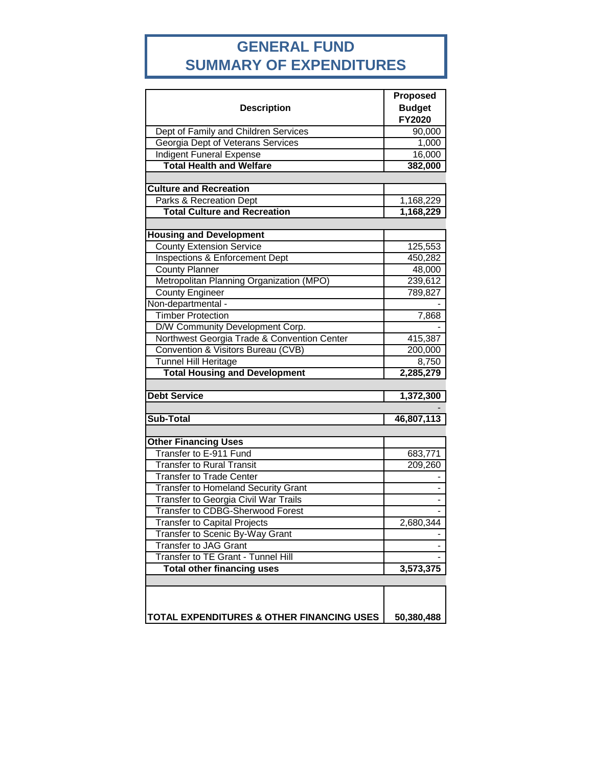# GENERAL FUND
# SUMMARY OF EXPENDITURES

| Description | Proposed Budget FY2020 |
|---|---|
| Dept of Family and Children Services | 90,000 |
| Georgia Dept of Veterans Services | 1,000 |
| Indigent Funeral Expense | 16,000 |
| **Total Health and Welfare** | **382,000** |
| | |
| **Culture and Recreation** | |
| Parks & Recreation Dept | 1,168,229 |
| **Total Culture and Recreation** | **1,168,229** |
| | |
| **Housing and Development** | |
| County Extension Service | 125,553 |
| Inspections & Enforcement Dept | 450,282 |
| County Planner | 48,000 |
| Metropolitan Planning Organization (MPO) | 239,612 |
| County Engineer | 789,827 |
| Non-departmental - | - |
| Timber Protection | 7,868 |
| D/W Community Development Corp. | - |
| Northwest Georgia Trade & Convention Center | 415,387 |
| Convention & Visitors Bureau (CVB) | 200,000 |
| Tunnel Hill Heritage | 8,750 |
| **Total Housing and Development** | **2,285,279** |
| | |
| **Debt Service** | **1,372,300** |
| | - |
| **Sub-Total** | **46,807,113** |
| | |
| **Other Financing Uses** | |
| Transfer to E-911 Fund | 683,771 |
| Transfer to Rural Transit | 209,260 |
| Transfer to Trade Center | - |
| Transfer to Homeland Security Grant | - |
| Transfer to Georgia Civil War Trails | - |
| Transfer to CDBG-Sherwood Forest | - |
| Transfer to Capital Projects | 2,680,344 |
| Transfer to Scenic By-Way Grant | - |
| Transfer to JAG Grant | - |
| Transfer to TE Grant - Tunnel Hill | - |
| **Total other financing uses** | **3,573,375** |
| | |
| **TOTAL EXPENDITURES & OTHER FINANCING USES** | **50,380,488** |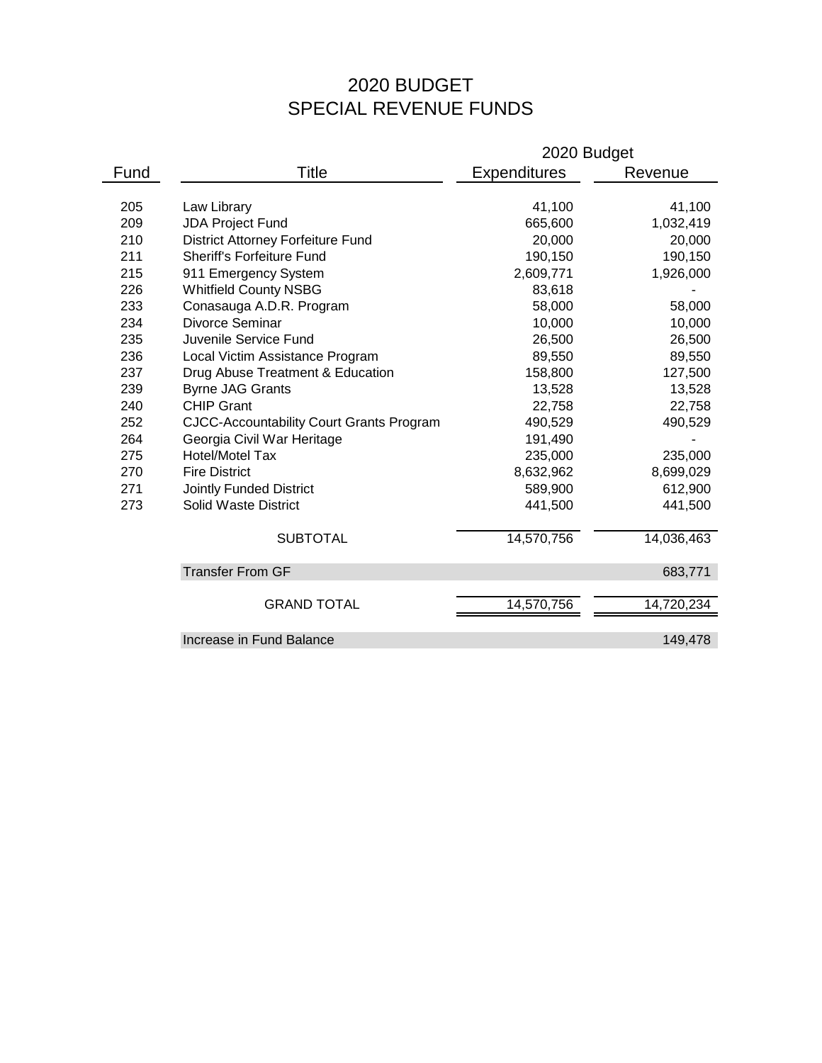# 2020 BUDGET
# SPECIAL REVENUE FUNDS

| Fund | Title | 2020 Budget Expenditures | 2020 Budget Revenue |
|---|---|---|---|
| 205 | Law Library | 41,100 | 41,100 |
| 209 | JDA Project Fund | 665,600 | 1,032,419 |
| 210 | District Attorney Forfeiture Fund | 20,000 | 20,000 |
| 211 | Sheriff's Forfeiture Fund | 190,150 | 190,150 |
| 215 | 911 Emergency System | 2,609,771 | 1,926,000 |
| 226 | Whitfield County NSBG | 83,618 | - |
| 233 | Conasauga A.D.R. Program | 58,000 | 58,000 |
| 234 | Divorce Seminar | 10,000 | 10,000 |
| 235 | Juvenile Service Fund | 26,500 | 26,500 |
| 236 | Local Victim Assistance Program | 89,550 | 89,550 |
| 237 | Drug Abuse Treatment & Education | 158,800 | 127,500 |
| 239 | Byrne JAG Grants | 13,528 | 13,528 |
| 240 | CHIP Grant | 22,758 | 22,758 |
| 252 | CJCC-Accountability Court Grants Program | 490,529 | 490,529 |
| 264 | Georgia Civil War Heritage | 191,490 | - |
| 275 | Hotel/Motel Tax | 235,000 | 235,000 |
| 270 | Fire District | 8,632,962 | 8,699,029 |
| 271 | Jointly Funded District | 589,900 | 612,900 |
| 273 | Solid Waste District | 441,500 | 441,500 |
| | SUBTOTAL | 14,570,756 | 14,036,463 |
| | Transfer From GF | | 683,771 |
| | GRAND TOTAL | 14,570,756 | 14,720,234 |
| | Increase in Fund Balance | | 149,478 |